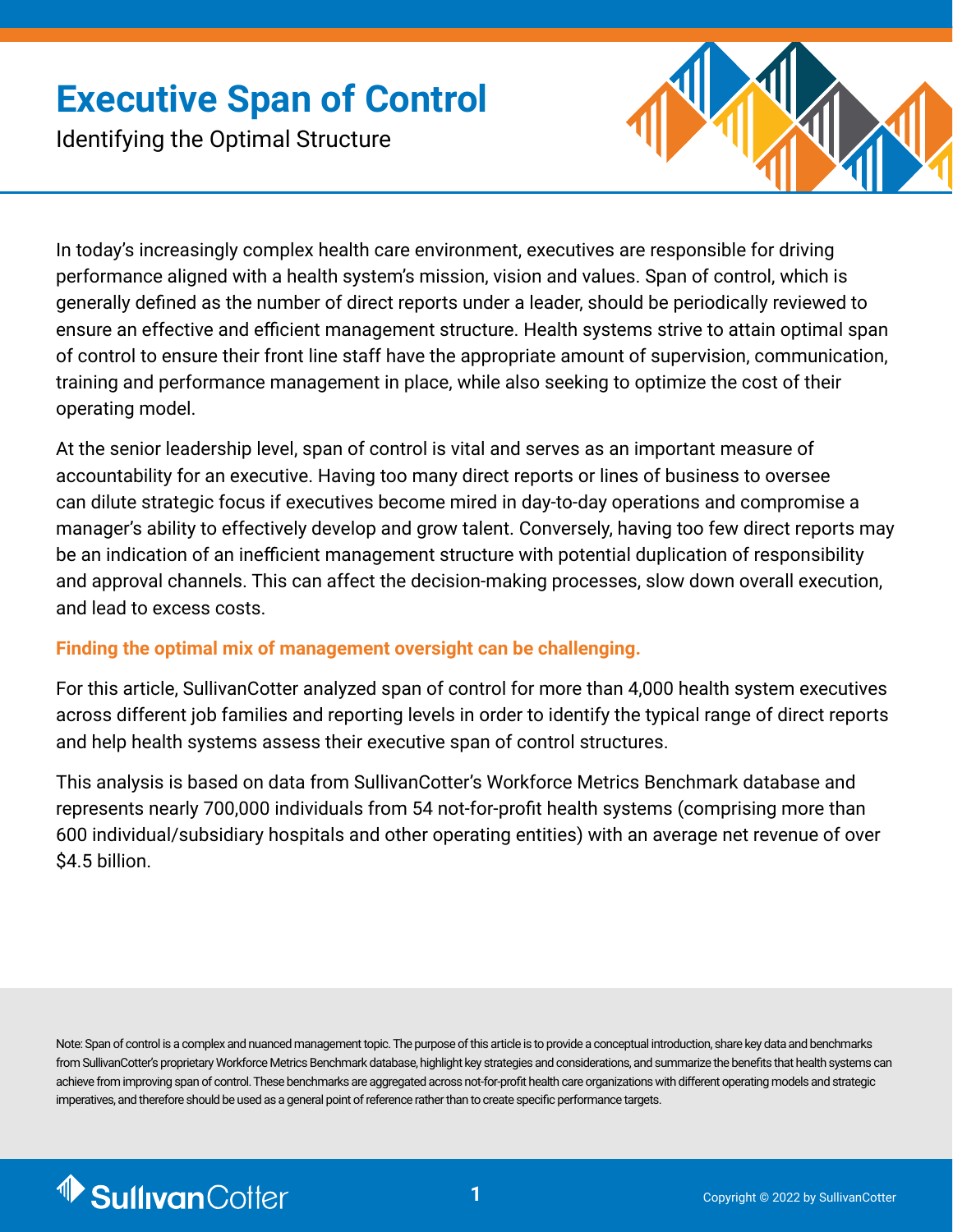# Executive Span of Control

Identifying the Optimal Structure

In today's increasingly complex health care environment, executives are responsible for driving performance aligned with a health system's mission, vision and values. Span of control, which is generally defined as the number of direct reports under a leader, should be periodically reviewed to ensure an effective and efficient management structure. Health systems strive to attain optimal span of control to ensure their front line staff have the appropriate amount of supervision, communication, training and performance management in place, while also seeking to optimize the cost of their operating model.

At the senior leadership level, span of control is vital and serves as an important measure of accountability for an executive. Having too many direct reports or lines of business to oversee can dilute strategic focus if executives become mired in day-to-day operations and compromise a manager's ability to effectively develop and grow talent. Conversely, having too few direct reports may be an indication of an inefficient management structure with potential duplication of responsibility and approval channels. This can affect the decision-making processes, slow down overall execution, and lead to excess costs.

**Finding the optimal mix of management oversight can be challenging.**

For this article, SullivanCotter analyzed span of control for more than 4,000 health system executives across different job families and reporting levels in order to identify the typical range of direct reports and help health systems assess their executive span of control structures.

This analysis is based on data from SullivanCotter's Workforce Metrics Benchmark database and represents nearly 700,000 individuals from 54 not-for-profit health systems (comprising more than 600 individual/subsidiary hospitals and other operating entities) with an average net revenue of over $4.5 billion.

Note: Span of control is a complex and nuanced management topic. The purpose of this article is to provide a conceptual introduction, share key data and benchmarks from SullivanCotter's proprietary Workforce Metrics Benchmark database, highlight key strategies and considerations, and summarize the benefits that health systems can achieve from improving span of control. These benchmarks are aggregated across not-for-profit health care organizations with different operating models and strategic imperatives, and therefore should be used as a general point of reference rather than to create specific performance targets.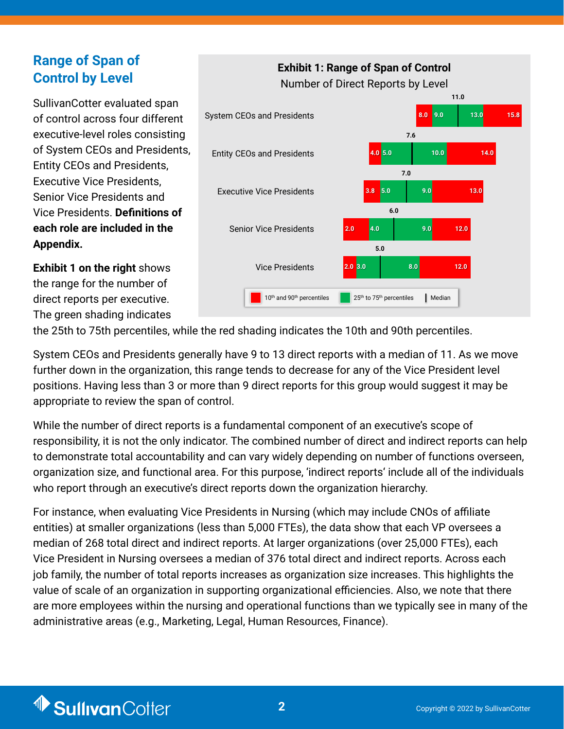## Range of Span of Control by Level

SullivanCotter evaluated span of control across four different executive-level roles consisting of System CEOs and Presidents, Entity CEOs and Presidents, Executive Vice Presidents, Senior Vice Presidents and Vice Presidents. **Definitions of each role are included in the Appendix.**

**Exhibit 1: Range of Span of Control**

Number of Direct Reports by Level

| Level | 10th Percentile | 25th Percentile | Median | 75th Percentile | 90th Percentile |
|---|---|---|---|---|---|
| System CEOs and Presidents | 8.0 | 9.0 | 11.0 | 13.0 | 15.8 |
| Entity CEOs and Presidents | 4.0 | 5.0 | 7.6 | 10.0 | 14.0 |
| Executive Vice Presidents | 3.8 | 5.0 | 7.0 | 9.0 | 13.0 |
| Senior Vice Presidents | 2.0 | 4.0 | 6.0 | 9.0 | 12.0 |
| Vice Presidents | 2.0 | 3.0 | 5.0 | 8.0 | 12.0 |

10th and 90th percentiles | 25th to 75th percentiles | Median

**Exhibit 1 on the right** shows the range for the number of direct reports per executive. The green shading indicates the 25th to 75th percentiles, while the red shading indicates the 10th and 90th percentiles.

System CEOs and Presidents generally have 9 to 13 direct reports with a median of 11. As we move further down in the organization, this range tends to decrease for any of the Vice President level positions. Having less than 3 or more than 9 direct reports for this group would suggest it may be appropriate to review the span of control.

While the number of direct reports is a fundamental component of an executive's scope of responsibility, it is not the only indicator. The combined number of direct and indirect reports can help to demonstrate total accountability and can vary widely depending on number of functions overseen, organization size, and functional area. For this purpose, 'indirect reports' include all of the individuals who report through an executive's direct reports down the organization hierarchy.

For instance, when evaluating Vice Presidents in Nursing (which may include CNOs of affiliate entities) at smaller organizations (less than 5,000 FTEs), the data show that each VP oversees a median of 268 total direct and indirect reports. At larger organizations (over 25,000 FTEs), each Vice President in Nursing oversees a median of 376 total direct and indirect reports. Across each job family, the number of total reports increases as organization size increases. This highlights the value of scale of an organization in supporting organizational efficiencies. Also, we note that there are more employees within the nursing and operational functions than we typically see in many of the administrative areas (e.g., Marketing, Legal, Human Resources, Finance).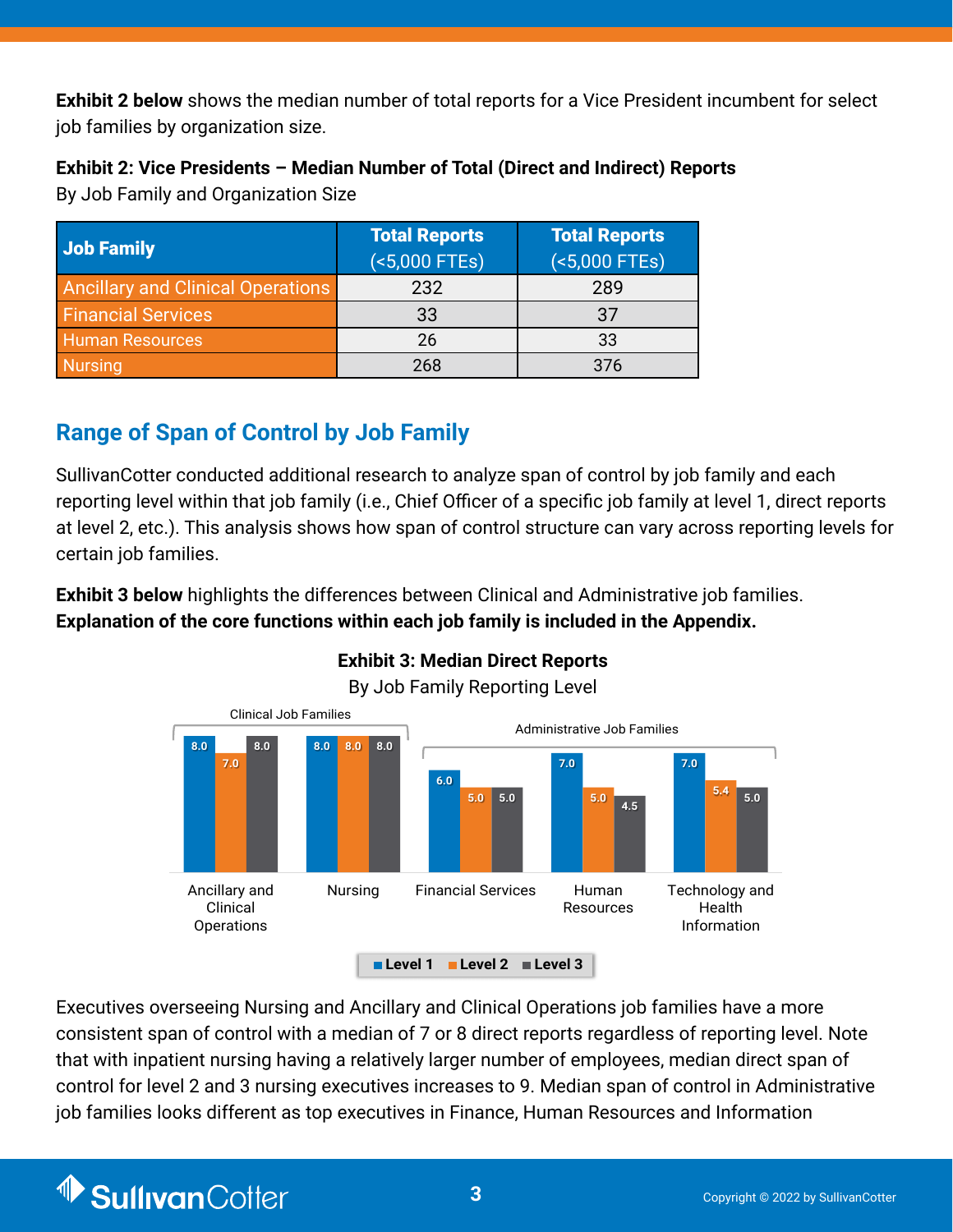**Exhibit 2 below** shows the median number of total reports for a Vice President incumbent for select job families by organization size.

**Exhibit 2: Vice Presidents – Median Number of Total (Direct and Indirect) Reports**
By Job Family and Organization Size

| Job Family | Total Reports (<5,000 FTEs) | Total Reports (<5,000 FTEs) |
|---|---|---|
| Ancillary and Clinical Operations | 232 | 289 |
| Financial Services | 33 | 37 |
| Human Resources | 26 | 33 |
| Nursing | 268 | 376 |

## Range of Span of Control by Job Family

SullivanCotter conducted additional research to analyze span of control by job family and each reporting level within that job family (i.e., Chief Officer of a specific job family at level 1, direct reports at level 2, etc.). This analysis shows how span of control structure can vary across reporting levels for certain job families.

**Exhibit 3 below** highlights the differences between Clinical and Administrative job families. **Explanation of the core functions within each job family is included in the Appendix.**

**Exhibit 3: Median Direct Reports**
By Job Family Reporting Level

| Job Family Group | Job Family | Level 1 | Level 2 | Level 3 |
|---|---|---|---|---|
| Clinical Job Families | Ancillary and Clinical Operations | 8.0 | 7.0 | 8.0 |
| Clinical Job Families | Nursing | 8.0 | 8.0 | 8.0 |
| Administrative Job Families | Financial Services | 6.0 | 5.0 | 5.0 |
| Administrative Job Families | Human Resources | 7.0 | 5.0 | 4.5 |
| Administrative Job Families | Technology and Health Information | 7.0 | 5.4 | 5.0 |

Executives overseeing Nursing and Ancillary and Clinical Operations job families have a more consistent span of control with a median of 7 or 8 direct reports regardless of reporting level. Note that with inpatient nursing having a relatively larger number of employees, median direct span of control for level 2 and 3 nursing executives increases to 9. Median span of control in Administrative job families looks different as top executives in Finance, Human Resources and Information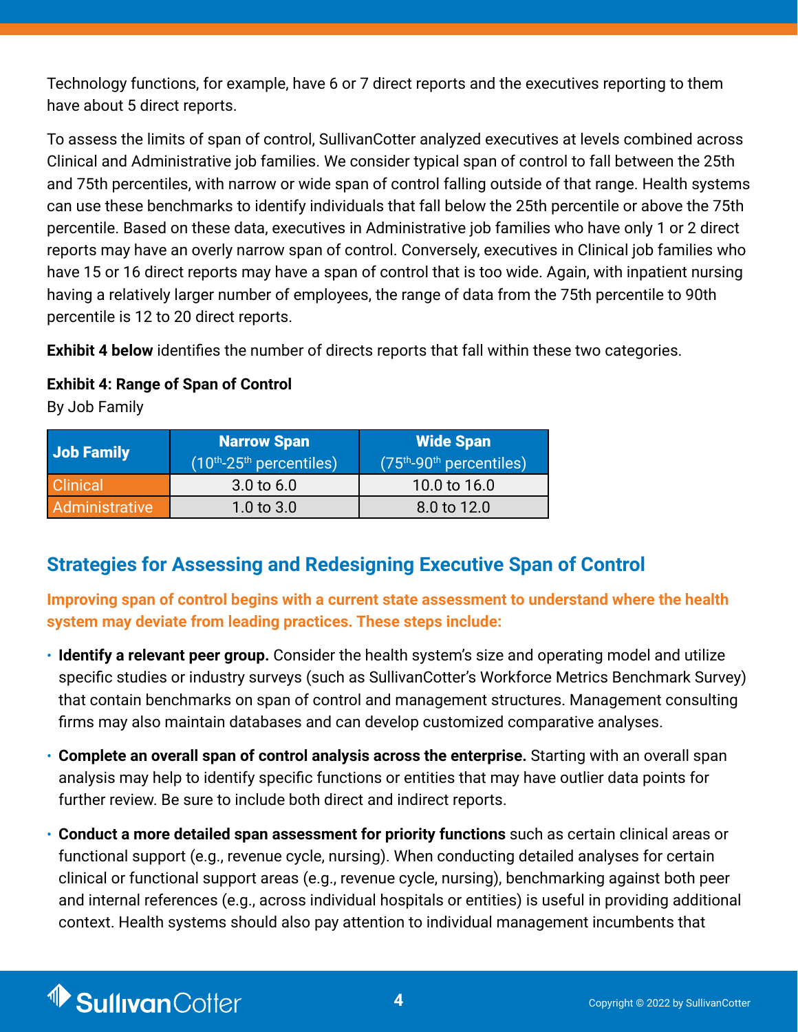Technology functions, for example, have 6 or 7 direct reports and the executives reporting to them have about 5 direct reports.

To assess the limits of span of control, SullivanCotter analyzed executives at levels combined across Clinical and Administrative job families. We consider typical span of control to fall between the 25th and 75th percentiles, with narrow or wide span of control falling outside of that range. Health systems can use these benchmarks to identify individuals that fall below the 25th percentile or above the 75th percentile. Based on these data, executives in Administrative job families who have only 1 or 2 direct reports may have an overly narrow span of control. Conversely, executives in Clinical job families who have 15 or 16 direct reports may have a span of control that is too wide. Again, with inpatient nursing having a relatively larger number of employees, the range of data from the 75th percentile to 90th percentile is 12 to 20 direct reports.

**Exhibit 4 below** identifies the number of directs reports that fall within these two categories.

**Exhibit 4: Range of Span of Control**
By Job Family

| Job Family | Narrow Span (10th-25th percentiles) | Wide Span (75th-90th percentiles) |
|---|---|---|
| Clinical | 3.0 to 6.0 | 10.0 to 16.0 |
| Administrative | 1.0 to 3.0 | 8.0 to 12.0 |

## Strategies for Assessing and Redesigning Executive Span of Control

**Improving span of control begins with a current state assessment to understand where the health system may deviate from leading practices. These steps include:**

- **Identify a relevant peer group.** Consider the health system's size and operating model and utilize specific studies or industry surveys (such as SullivanCotter's Workforce Metrics Benchmark Survey) that contain benchmarks on span of control and management structures. Management consulting firms may also maintain databases and can develop customized comparative analyses.
- **Complete an overall span of control analysis across the enterprise.** Starting with an overall span analysis may help to identify specific functions or entities that may have outlier data points for further review. Be sure to include both direct and indirect reports.
- **Conduct a more detailed span assessment for priority functions** such as certain clinical areas or functional support (e.g., revenue cycle, nursing). When conducting detailed analyses for certain clinical or functional support areas (e.g., revenue cycle, nursing), benchmarking against both peer and internal references (e.g., across individual hospitals or entities) is useful in providing additional context. Health systems should also pay attention to individual management incumbents that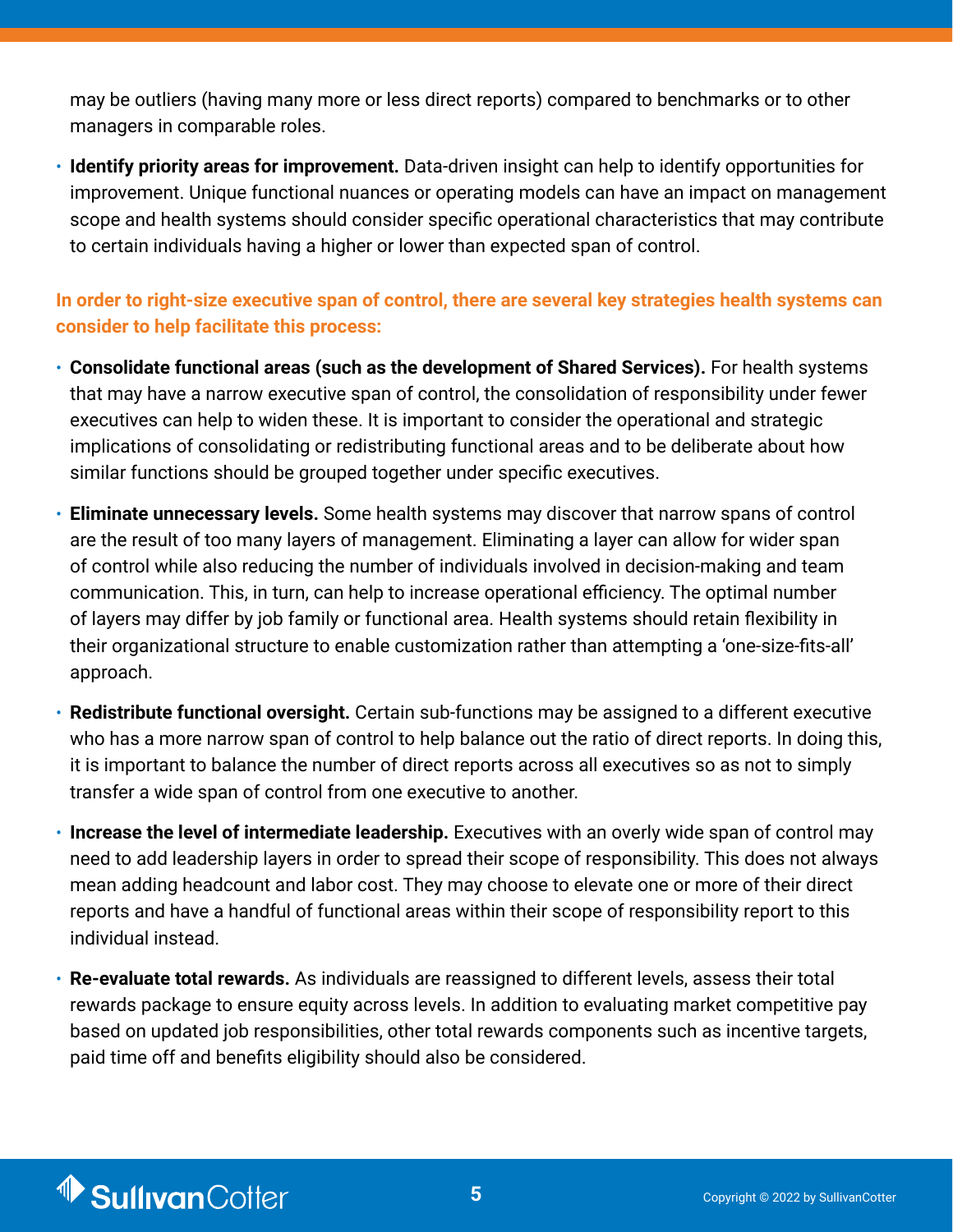may be outliers (having many more or less direct reports) compared to benchmarks or to other managers in comparable roles.

- **Identify priority areas for improvement.** Data-driven insight can help to identify opportunities for improvement. Unique functional nuances or operating models can have an impact on management scope and health systems should consider specific operational characteristics that may contribute to certain individuals having a higher or lower than expected span of control.

**In order to right-size executive span of control, there are several key strategies health systems can consider to help facilitate this process:**

- **Consolidate functional areas (such as the development of Shared Services).** For health systems that may have a narrow executive span of control, the consolidation of responsibility under fewer executives can help to widen these. It is important to consider the operational and strategic implications of consolidating or redistributing functional areas and to be deliberate about how similar functions should be grouped together under specific executives.
- **Eliminate unnecessary levels.** Some health systems may discover that narrow spans of control are the result of too many layers of management. Eliminating a layer can allow for wider span of control while also reducing the number of individuals involved in decision-making and team communication. This, in turn, can help to increase operational efficiency. The optimal number of layers may differ by job family or functional area. Health systems should retain flexibility in their organizational structure to enable customization rather than attempting a 'one-size-fits-all' approach.
- **Redistribute functional oversight.** Certain sub-functions may be assigned to a different executive who has a more narrow span of control to help balance out the ratio of direct reports. In doing this, it is important to balance the number of direct reports across all executives so as not to simply transfer a wide span of control from one executive to another.
- **Increase the level of intermediate leadership.** Executives with an overly wide span of control may need to add leadership layers in order to spread their scope of responsibility. This does not always mean adding headcount and labor cost. They may choose to elevate one or more of their direct reports and have a handful of functional areas within their scope of responsibility report to this individual instead.
- **Re-evaluate total rewards.** As individuals are reassigned to different levels, assess their total rewards package to ensure equity across levels. In addition to evaluating market competitive pay based on updated job responsibilities, other total rewards components such as incentive targets, paid time off and benefits eligibility should also be considered.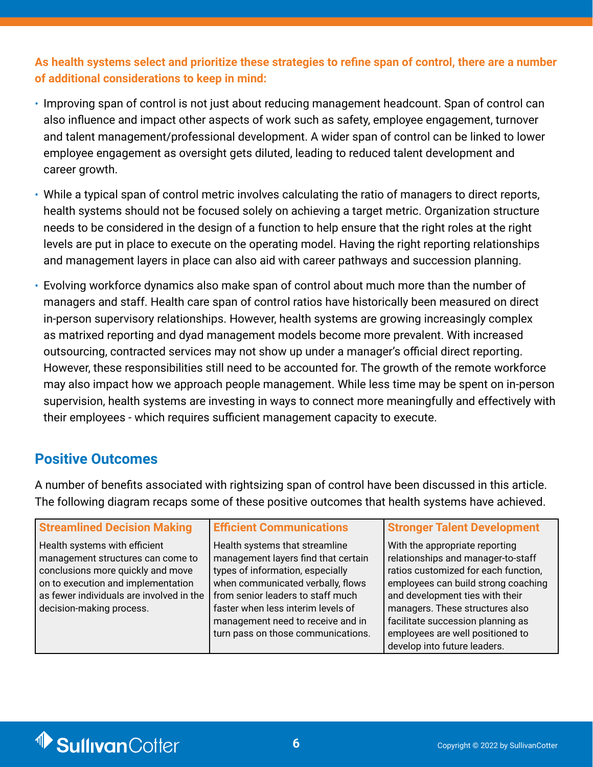**As health systems select and prioritize these strategies to refine span of control, there are a number of additional considerations to keep in mind:**

- Improving span of control is not just about reducing management headcount. Span of control can also influence and impact other aspects of work such as safety, employee engagement, turnover and talent management/professional development. A wider span of control can be linked to lower employee engagement as oversight gets diluted, leading to reduced talent development and career growth.
- While a typical span of control metric involves calculating the ratio of managers to direct reports, health systems should not be focused solely on achieving a target metric. Organization structure needs to be considered in the design of a function to help ensure that the right roles at the right levels are put in place to execute on the operating model. Having the right reporting relationships and management layers in place can also aid with career pathways and succession planning.
- Evolving workforce dynamics also make span of control about much more than the number of managers and staff. Health care span of control ratios have historically been measured on direct in-person supervisory relationships. However, health systems are growing increasingly complex as matrixed reporting and dyad management models become more prevalent. With increased outsourcing, contracted services may not show up under a manager's official direct reporting. However, these responsibilities still need to be accounted for. The growth of the remote workforce may also impact how we approach people management. While less time may be spent on in-person supervision, health systems are investing in ways to connect more meaningfully and effectively with their employees - which requires sufficient management capacity to execute.

## Positive Outcomes

A number of benefits associated with rightsizing span of control have been discussed in this article. The following diagram recaps some of these positive outcomes that health systems have achieved.

| Streamlined Decision Making | Efficient Communications | Stronger Talent Development |
|---|---|---|
| Health systems with efficient management structures can come to conclusions more quickly and move on to execution and implementation as fewer individuals are involved in the decision-making process. | Health systems that streamline management layers find that certain types of information, especially when communicated verbally, flows from senior leaders to staff much faster when less interim levels of management need to receive and in turn pass on those communications. | With the appropriate reporting relationships and manager-to-staff ratios customized for each function, employees can build strong coaching and development ties with their managers. These structures also facilitate succession planning as employees are well positioned to develop into future leaders. |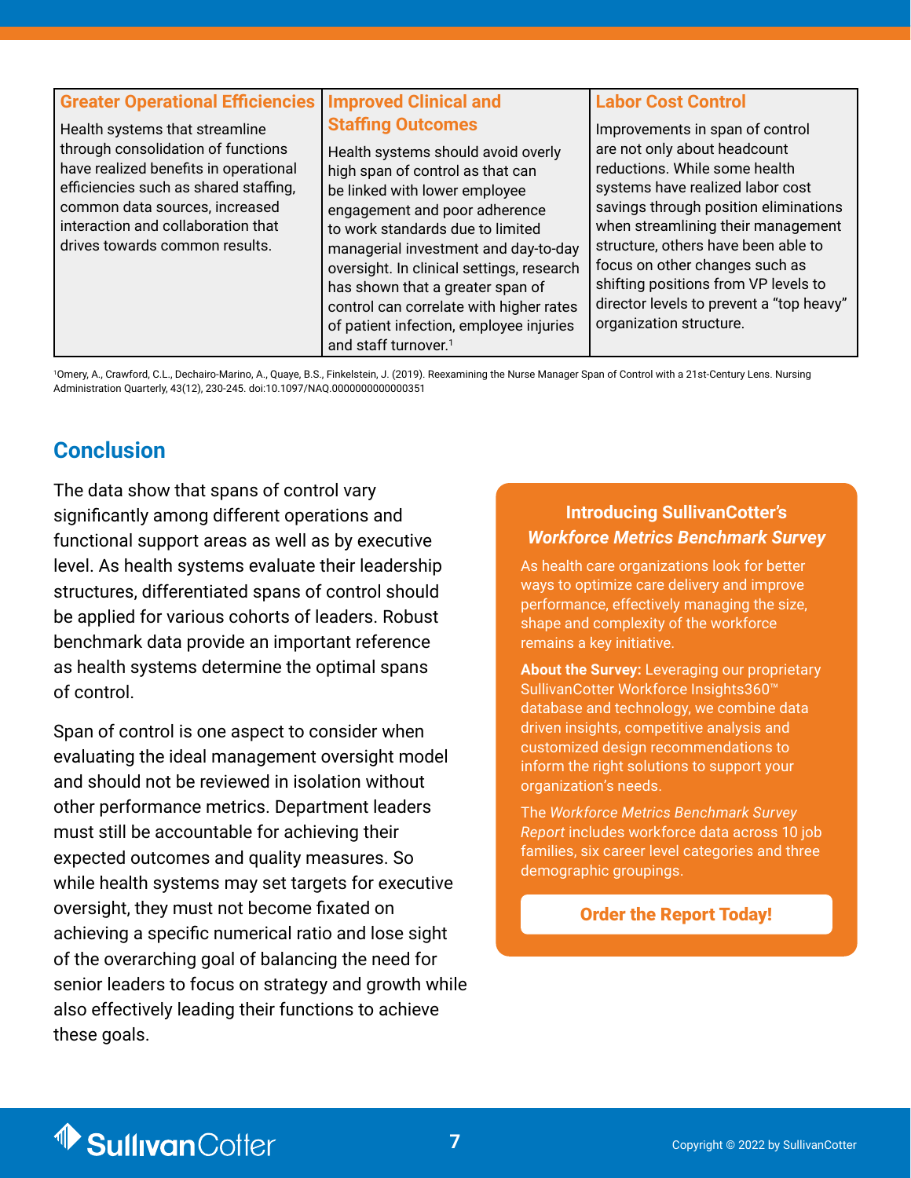| Greater Operational Efficiencies | Improved Clinical and Staffing Outcomes | Labor Cost Control |
|---|---|---|
| Health systems that streamline through consolidation of functions have realized benefits in operational efficiencies such as shared staffing, common data sources, increased interaction and collaboration that drives towards common results. | Health systems should avoid overly high span of control as that can be linked with lower employee engagement and poor adherence to work standards due to limited managerial investment and day-to-day oversight. In clinical settings, research has shown that a greater span of control can correlate with higher rates of patient infection, employee injuries and staff turnover.[1] | Improvements in span of control are not only about headcount reductions. While some health systems have realized labor cost savings through position eliminations when streamlining their management structure, others have been able to focus on other changes such as shifting positions from VP levels to director levels to prevent a "top heavy" organization structure. |

[1]Omery, A., Crawford, C.L., Dechairo-Marino, A., Quaye, B.S., Finkelstein, J. (2019). Reexamining the Nurse Manager Span of Control with a 21st-Century Lens. Nursing Administration Quarterly, 43(12), 230-245. doi:10.1097/NAQ.0000000000000351

## Conclusion

The data show that spans of control vary significantly among different operations and functional support areas as well as by executive level. As health systems evaluate their leadership structures, differentiated spans of control should be applied for various cohorts of leaders. Robust benchmark data provide an important reference as health systems determine the optimal spans of control.

Span of control is one aspect to consider when evaluating the ideal management oversight model and should not be reviewed in isolation without other performance metrics. Department leaders must still be accountable for achieving their expected outcomes and quality measures. So while health systems may set targets for executive oversight, they must not become fixated on achieving a specific numerical ratio and lose sight of the overarching goal of balancing the need for senior leaders to focus on strategy and growth while also effectively leading their functions to achieve these goals.

### Introducing SullivanCotter's *Workforce Metrics Benchmark Survey*

As health care organizations look for better ways to optimize care delivery and improve performance, effectively managing the size, shape and complexity of the workforce remains a key initiative.

**About the Survey:** Leveraging our proprietary SullivanCotter Workforce Insights360™ database and technology, we combine data driven insights, competitive analysis and customized design recommendations to inform the right solutions to support your organization's needs.

The *Workforce Metrics Benchmark Survey Report* includes workforce data across 10 job families, six career level categories and three demographic groupings.

**Order the Report Today!**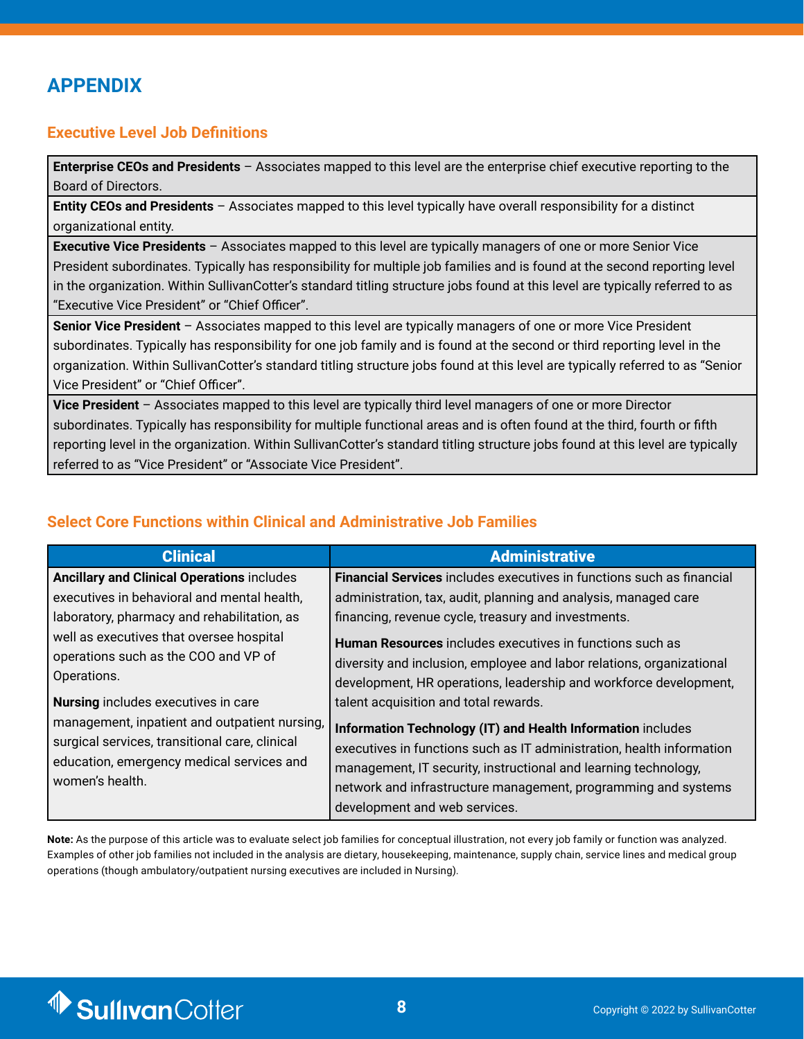# APPENDIX

## Executive Level Job Definitions

| |
|---|
| **Enterprise CEOs and Presidents** – Associates mapped to this level are the enterprise chief executive reporting to the Board of Directors. |
| **Entity CEOs and Presidents** – Associates mapped to this level typically have overall responsibility for a distinct organizational entity. |
| **Executive Vice Presidents** – Associates mapped to this level are typically managers of one or more Senior Vice President subordinates. Typically has responsibility for multiple job families and is found at the second reporting level in the organization. Within SullivanCotter's standard titling structure jobs found at this level are typically referred to as "Executive Vice President" or "Chief Officer". |
| **Senior Vice President** – Associates mapped to this level are typically managers of one or more Vice President subordinates. Typically has responsibility for one job family and is found at the second or third reporting level in the organization. Within SullivanCotter's standard titling structure jobs found at this level are typically referred to as "Senior Vice President" or "Chief Officer". |
| **Vice President** – Associates mapped to this level are typically third level managers of one or more Director subordinates. Typically has responsibility for multiple functional areas and is often found at the third, fourth or fifth reporting level in the organization. Within SullivanCotter's standard titling structure jobs found at this level are typically referred to as "Vice President" or "Associate Vice President". |

## Select Core Functions within Clinical and Administrative Job Families

| Clinical | Administrative |
|---|---|
| **Ancillary and Clinical Operations** includes executives in behavioral and mental health, laboratory, pharmacy and rehabilitation, as well as executives that oversee hospital operations such as the COO and VP of Operations.<br><br>**Nursing** includes executives in care management, inpatient and outpatient nursing, surgical services, transitional care, clinical education, emergency medical services and women's health. | **Financial Services** includes executives in functions such as financial administration, tax, audit, planning and analysis, managed care financing, revenue cycle, treasury and investments.<br><br>**Human Resources** includes executives in functions such as diversity and inclusion, employee and labor relations, organizational development, HR operations, leadership and workforce development, talent acquisition and total rewards.<br><br>**Information Technology (IT) and Health Information** includes executives in functions such as IT administration, health information management, IT security, instructional and learning technology, network and infrastructure management, programming and systems development and web services. |

**Note:** As the purpose of this article was to evaluate select job families for conceptual illustration, not every job family or function was analyzed. Examples of other job families not included in the analysis are dietary, housekeeping, maintenance, supply chain, service lines and medical group operations (though ambulatory/outpatient nursing executives are included in Nursing).

Copyright © 2022 by SullivanCotter